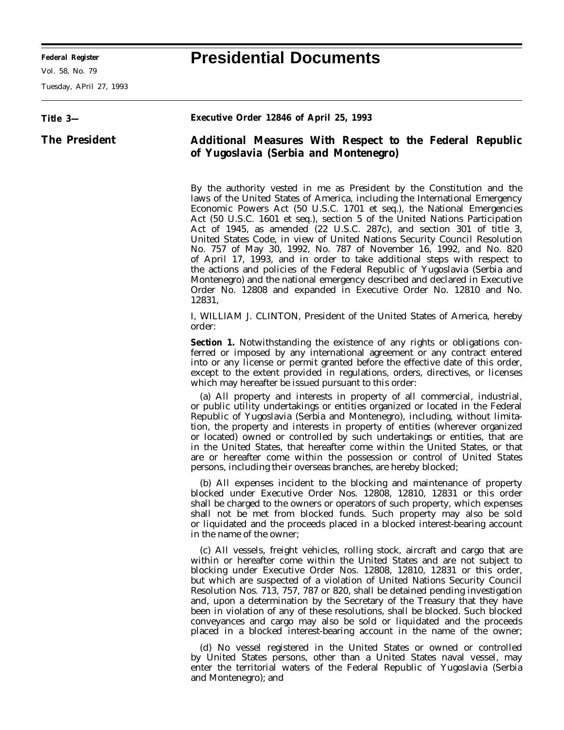# Presidential Documents

**Title 3—**

**The President**

**Executive Order 12846 of April 25, 1993**

## Additional Measures With Respect to the Federal Republic of Yugoslavia (Serbia and Montenegro)

By the authority vested in me as President by the Constitution and the laws of the United States of America, including the International Emergency Economic Powers Act (50 U.S.C. 1701 et seq.), the National Emergencies Act (50 U.S.C. 1601 et seq.), section 5 of the United Nations Participation Act of 1945, as amended (22 U.S.C. 287c), and section 301 of title 3, United States Code, in view of United Nations Security Council Resolution No. 757 of May 30, 1992, No. 787 of November 16, 1992, and No. 820 of April 17, 1993, and in order to take additional steps with respect to the actions and policies of the Federal Republic of Yugoslavia (Serbia and Montenegro) and the national emergency described and declared in Executive Order No. 12808 and expanded in Executive Order No. 12810 and No. 12831,

I, WILLIAM J. CLINTON, President of the United States of America, hereby order:

**Section 1.** Notwithstanding the existence of any rights or obligations conferred or imposed by any international agreement or any contract entered into or any license or permit granted before the effective date of this order, except to the extent provided in regulations, orders, directives, or licenses which may hereafter be issued pursuant to this order:

(a) All property and interests in property of all commercial, industrial, or public utility undertakings or entities organized or located in the Federal Republic of Yugoslavia (Serbia and Montenegro), including, without limitation, the property and interests in property of entities (wherever organized or located) owned or controlled by such undertakings or entities, that are in the United States, that hereafter come within the United States, or that are or hereafter come within the possession or control of United States persons, including their overseas branches, are hereby blocked;

(b) All expenses incident to the blocking and maintenance of property blocked under Executive Order Nos. 12808, 12810, 12831 or this order shall be charged to the owners or operators of such property, which expenses shall not be met from blocked funds. Such property may also be sold or liquidated and the proceeds placed in a blocked interest-bearing account in the name of the owner;

(c) All vessels, freight vehicles, rolling stock, aircraft and cargo that are within or hereafter come within the United States and are not subject to blocking under Executive Order Nos. 12808, 12810, 12831 or this order, but which are suspected of a violation of United Nations Security Council Resolution Nos. 713, 757, 787 or 820, shall be detained pending investigation and, upon a determination by the Secretary of the Treasury that they have been in violation of any of these resolutions, shall be blocked. Such blocked conveyances and cargo may also be sold or liquidated and the proceeds placed in a blocked interest-bearing account in the name of the owner;

(d) No vessel registered in the United States or owned or controlled by United States persons, other than a United States naval vessel, may enter the territorial waters of the Federal Republic of Yugoslavia (Serbia and Montenegro); and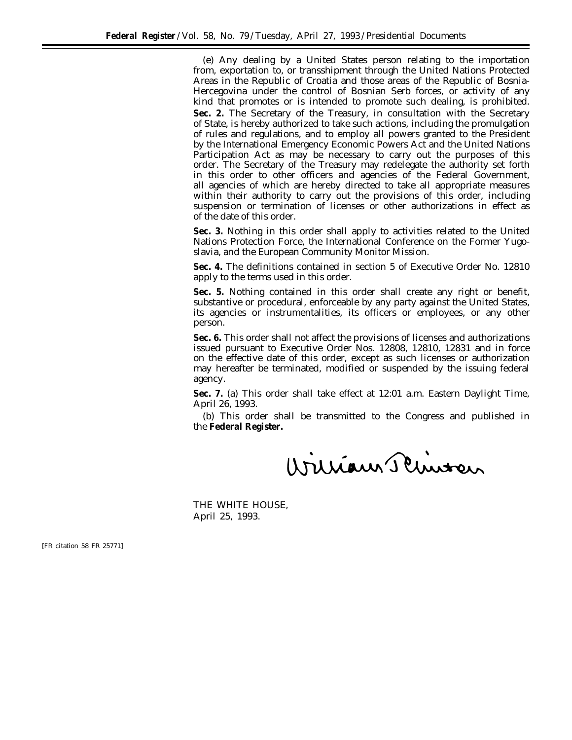(e) Any dealing by a United States person relating to the importation from, exportation to, or transshipment through the United Nations Protected Areas in the Republic of Croatia and those areas of the Republic of Bosnia-Hercegovina under the control of Bosnian Serb forces, or activity of any kind that promotes or is intended to promote such dealing, is prohibited.

**Sec. 2.** The Secretary of the Treasury, in consultation with the Secretary of State, is hereby authorized to take such actions, including the promulgation of rules and regulations, and to employ all powers granted to the President by the International Emergency Economic Powers Act and the United Nations Participation Act as may be necessary to carry out the purposes of this order. The Secretary of the Treasury may redelegate the authority set forth in this order to other officers and agencies of the Federal Government, all agencies of which are hereby directed to take all appropriate measures within their authority to carry out the provisions of this order, including suspension or termination of licenses or other authorizations in effect as of the date of this order.

**Sec. 3.** Nothing in this order shall apply to activities related to the United Nations Protection Force, the International Conference on the Former Yugoslavia, and the European Community Monitor Mission.

**Sec. 4.** The definitions contained in section 5 of Executive Order No. 12810 apply to the terms used in this order.

**Sec. 5.** Nothing contained in this order shall create any right or benefit, substantive or procedural, enforceable by any party against the United States, its agencies or instrumentalities, its officers or employees, or any other person.

**Sec. 6.** This order shall not affect the provisions of licenses and authorizations issued pursuant to Executive Order Nos. 12808, 12810, 12831 and in force on the effective date of this order, except as such licenses or authorization may hereafter be terminated, modified or suspended by the issuing federal agency.

**Sec. 7.** (a) This order shall take effect at 12:01 a.m. Eastern Daylight Time, April 26, 1993.

(b) This order shall be transmitted to the Congress and published in the **Federal Register.**

William J. Clinton

THE WHITE HOUSE,
April 25, 1993.

[FR citation 58 FR 25771]